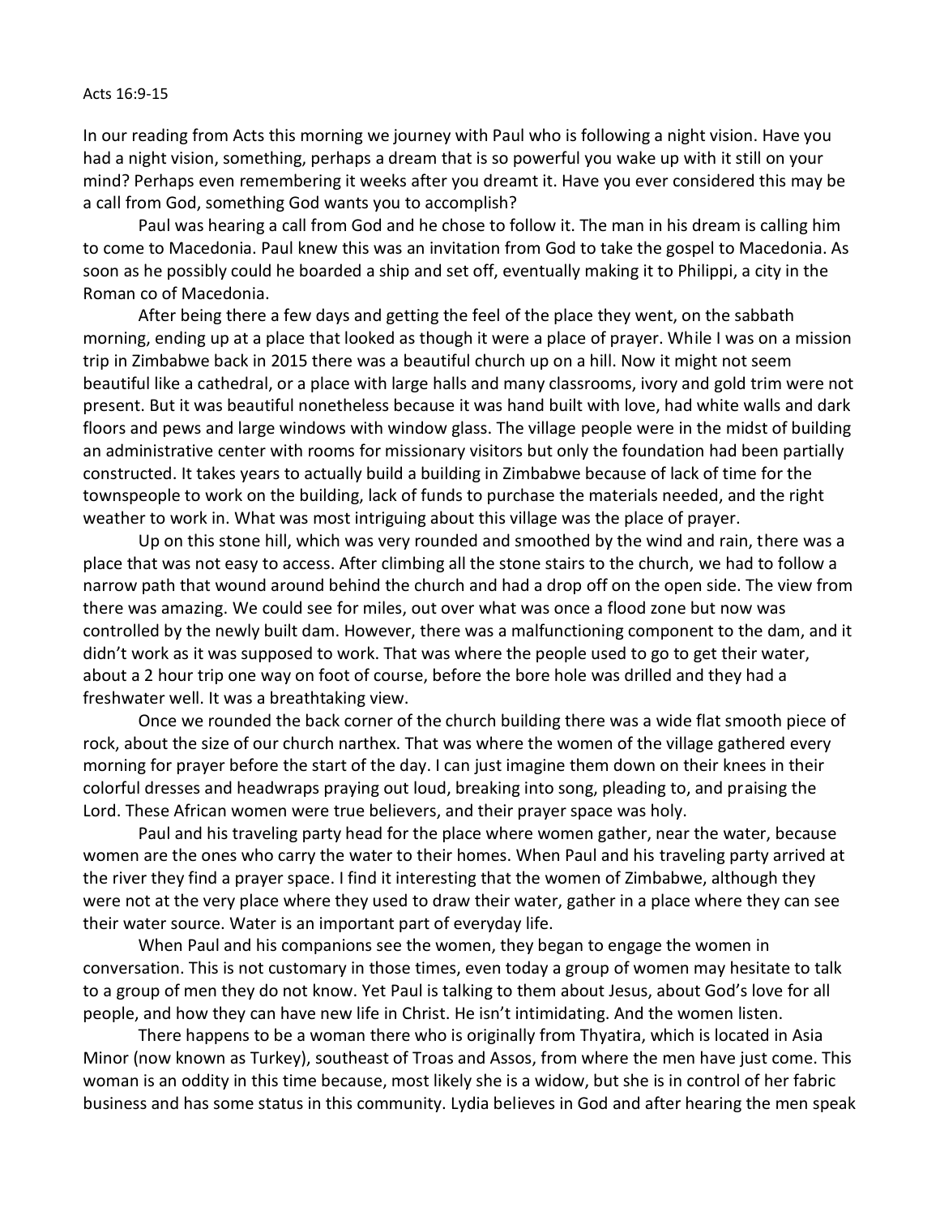Acts 16:9-15

In our reading from Acts this morning we journey with Paul who is following a night vision. Have you had a night vision, something, perhaps a dream that is so powerful you wake up with it still on your mind? Perhaps even remembering it weeks after you dreamt it. Have you ever considered this may be a call from God, something God wants you to accomplish?

Paul was hearing a call from God and he chose to follow it. The man in his dream is calling him to come to Macedonia. Paul knew this was an invitation from God to take the gospel to Macedonia. As soon as he possibly could he boarded a ship and set off, eventually making it to Philippi, a city in the Roman co of Macedonia.

After being there a few days and getting the feel of the place they went, on the sabbath morning, ending up at a place that looked as though it were a place of prayer. While I was on a mission trip in Zimbabwe back in 2015 there was a beautiful church up on a hill. Now it might not seem beautiful like a cathedral, or a place with large halls and many classrooms, ivory and gold trim were not present. But it was beautiful nonetheless because it was hand built with love, had white walls and dark floors and pews and large windows with window glass. The village people were in the midst of building an administrative center with rooms for missionary visitors but only the foundation had been partially constructed. It takes years to actually build a building in Zimbabwe because of lack of time for the townspeople to work on the building, lack of funds to purchase the materials needed, and the right weather to work in. What was most intriguing about this village was the place of prayer.

Up on this stone hill, which was very rounded and smoothed by the wind and rain, there was a place that was not easy to access. After climbing all the stone stairs to the church, we had to follow a narrow path that wound around behind the church and had a drop off on the open side. The view from there was amazing. We could see for miles, out over what was once a flood zone but now was controlled by the newly built dam. However, there was a malfunctioning component to the dam, and it didn't work as it was supposed to work. That was where the people used to go to get their water, about a 2 hour trip one way on foot of course, before the bore hole was drilled and they had a freshwater well. It was a breathtaking view.

Once we rounded the back corner of the church building there was a wide flat smooth piece of rock, about the size of our church narthex. That was where the women of the village gathered every morning for prayer before the start of the day. I can just imagine them down on their knees in their colorful dresses and headwraps praying out loud, breaking into song, pleading to, and praising the Lord. These African women were true believers, and their prayer space was holy.

Paul and his traveling party head for the place where women gather, near the water, because women are the ones who carry the water to their homes. When Paul and his traveling party arrived at the river they find a prayer space. I find it interesting that the women of Zimbabwe, although they were not at the very place where they used to draw their water, gather in a place where they can see their water source. Water is an important part of everyday life.

When Paul and his companions see the women, they began to engage the women in conversation. This is not customary in those times, even today a group of women may hesitate to talk to a group of men they do not know. Yet Paul is talking to them about Jesus, about God's love for all people, and how they can have new life in Christ. He isn't intimidating. And the women listen.

There happens to be a woman there who is originally from Thyatira, which is located in Asia Minor (now known as Turkey), southeast of Troas and Assos, from where the men have just come. This woman is an oddity in this time because, most likely she is a widow, but she is in control of her fabric business and has some status in this community. Lydia believes in God and after hearing the men speak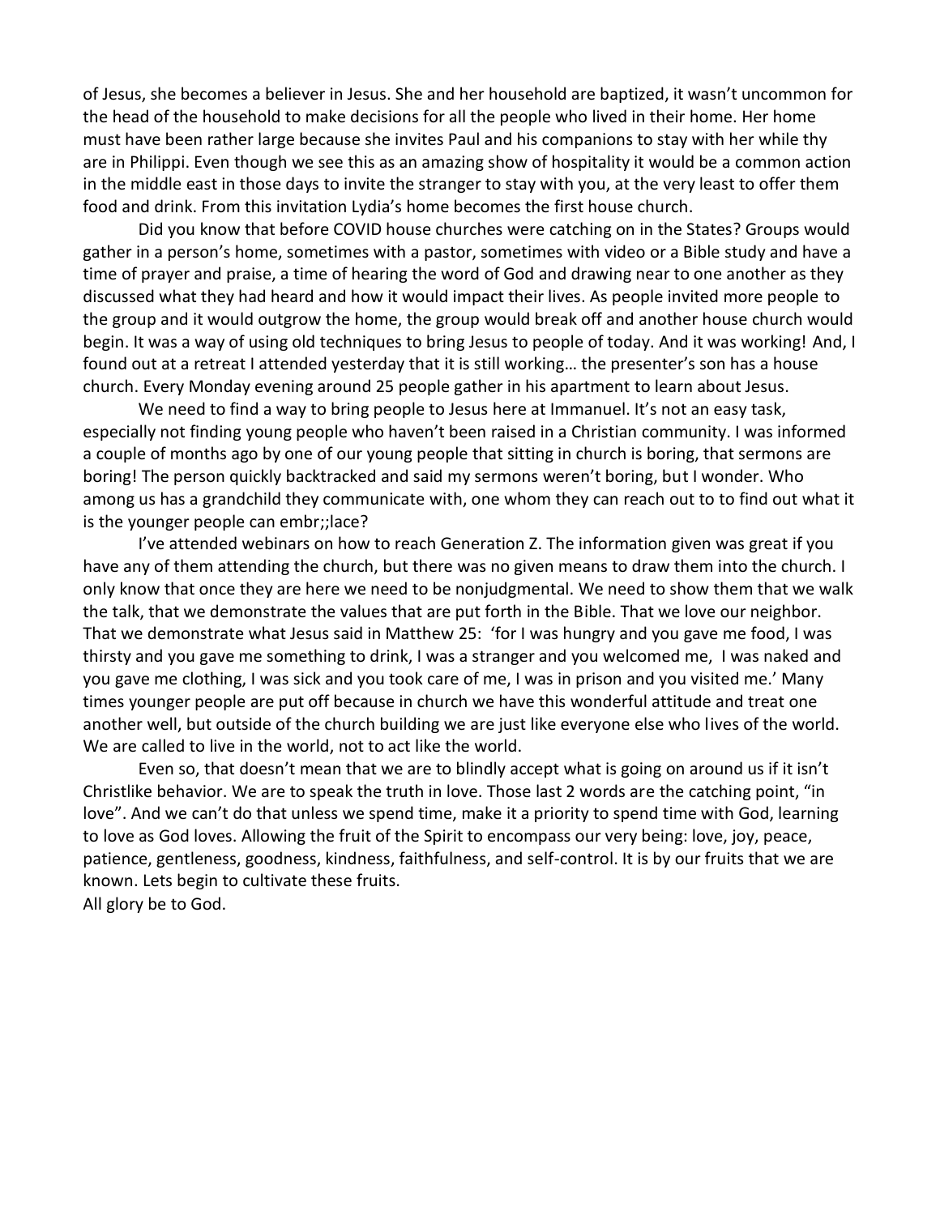of Jesus, she becomes a believer in Jesus. She and her household are baptized, it wasn't uncommon for the head of the household to make decisions for all the people who lived in their home. Her home must have been rather large because she invites Paul and his companions to stay with her while thy are in Philippi. Even though we see this as an amazing show of hospitality it would be a common action in the middle east in those days to invite the stranger to stay with you, at the very least to offer them food and drink. From this invitation Lydia's home becomes the first house church.

Did you know that before COVID house churches were catching on in the States? Groups would gather in a person's home, sometimes with a pastor, sometimes with video or a Bible study and have a time of prayer and praise, a time of hearing the word of God and drawing near to one another as they discussed what they had heard and how it would impact their lives. As people invited more people to the group and it would outgrow the home, the group would break off and another house church would begin. It was a way of using old techniques to bring Jesus to people of today. And it was working! And, I found out at a retreat I attended yesterday that it is still working… the presenter's son has a house church. Every Monday evening around 25 people gather in his apartment to learn about Jesus.

We need to find a way to bring people to Jesus here at Immanuel. It's not an easy task, especially not finding young people who haven't been raised in a Christian community. I was informed a couple of months ago by one of our young people that sitting in church is boring, that sermons are boring! The person quickly backtracked and said my sermons weren't boring, but I wonder. Who among us has a grandchild they communicate with, one whom they can reach out to to find out what it is the younger people can embr;;lace?

I've attended webinars on how to reach Generation Z. The information given was great if you have any of them attending the church, but there was no given means to draw them into the church. I only know that once they are here we need to be nonjudgmental. We need to show them that we walk the talk, that we demonstrate the values that are put forth in the Bible. That we love our neighbor. That we demonstrate what Jesus said in Matthew 25: 'for I was hungry and you gave me food, I was thirsty and you gave me something to drink, I was a stranger and you welcomed me, I was naked and you gave me clothing, I was sick and you took care of me, I was in prison and you visited me.' Many times younger people are put off because in church we have this wonderful attitude and treat one another well, but outside of the church building we are just like everyone else who lives of the world. We are called to live in the world, not to act like the world.

Even so, that doesn't mean that we are to blindly accept what is going on around us if it isn't Christlike behavior. We are to speak the truth in love. Those last 2 words are the catching point, "in love". And we can't do that unless we spend time, make it a priority to spend time with God, learning to love as God loves. Allowing the fruit of the Spirit to encompass our very being: love, joy, peace, patience, gentleness, goodness, kindness, faithfulness, and self-control. It is by our fruits that we are known. Lets begin to cultivate these fruits.

All glory be to God.